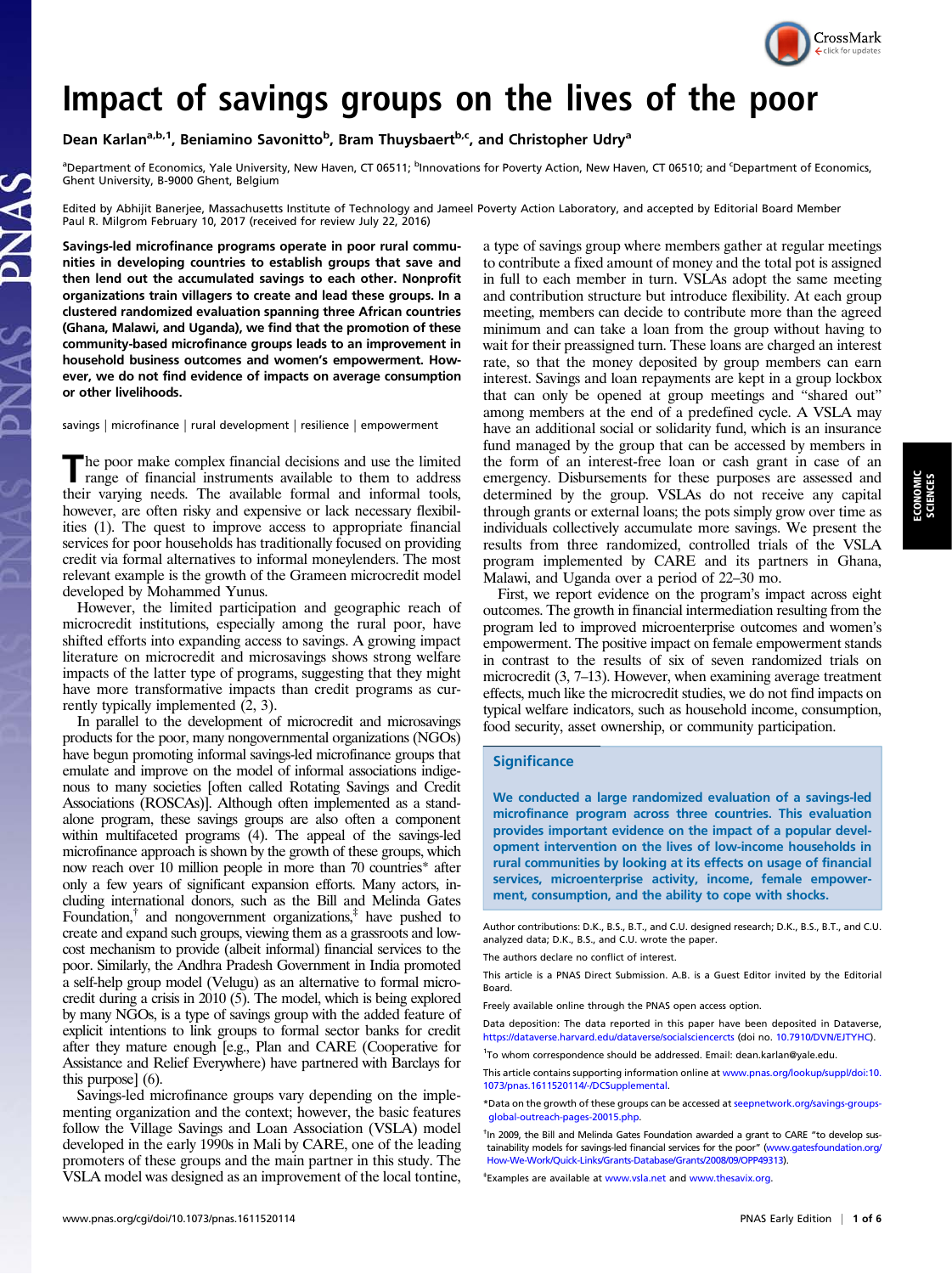# Impact of savings groups on the lives of the poor

Dean Karlan[a,b,1], Beniamino Savonitto[b], Bram Thuysbaert[b,c], and Christopher Udry[a]

[a]Department of Economics, Yale University, New Haven, CT 06511; [b]Innovations for Poverty Action, New Haven, CT 06510; and [c]Department of Economics, Ghent University, B-9000 Ghent, Belgium

Edited by Abhijit Banerjee, Massachusetts Institute of Technology and Jameel Poverty Action Laboratory, and accepted by Editorial Board Member Paul R. Milgrom February 10, 2017 (received for review July 22, 2016)

**Savings-led microfinance programs operate in poor rural communities in developing countries to establish groups that save and then lend out the accumulated savings to each other. Nonprofit organizations train villagers to create and lead these groups. In a clustered randomized evaluation spanning three African countries (Ghana, Malawi, and Uganda), we find that the promotion of these community-based microfinance groups leads to an improvement in household business outcomes and women's empowerment. However, we do not find evidence of impacts on average consumption or other livelihoods.**

savings | microfinance | rural development | resilience | empowerment

The poor make complex financial decisions and use the limited range of financial instruments available to them to address their varying needs. The available formal and informal tools, however, are often risky and expensive or lack necessary flexibilities (1). The quest to improve access to appropriate financial services for poor households has traditionally focused on providing credit via formal alternatives to informal moneylenders. The most relevant example is the growth of the Grameen microcredit model developed by Mohammed Yunus.

However, the limited participation and geographic reach of microcredit institutions, especially among the rural poor, have shifted efforts into expanding access to savings. A growing impact literature on microcredit and microsavings shows strong welfare impacts of the latter type of programs, suggesting that they might have more transformative impacts than credit programs as currently typically implemented (2, 3).

In parallel to the development of microcredit and microsavings products for the poor, many nongovernmental organizations (NGOs) have begun promoting informal savings-led microfinance groups that emulate and improve on the model of informal associations indigenous to many societies [often called Rotating Savings and Credit Associations (ROSCAs)]. Although often implemented as a standalone program, these savings groups are also often a component within multifaceted programs (4). The appeal of the savings-led microfinance approach is shown by the growth of these groups, which now reach over 10 million people in more than 70 countries* after only a few years of significant expansion efforts. Many actors, including international donors, such as the Bill and Melinda Gates Foundation,† and nongovernment organizations,‡ have pushed to create and expand such groups, viewing them as a grassroots and low-cost mechanism to provide (albeit informal) financial services to the poor. Similarly, the Andhra Pradesh Government in India promoted a self-help group model (Velugu) as an alternative to formal microcredit during a crisis in 2010 (5). The model, which is being explored by many NGOs, is a type of savings group with the added feature of explicit intentions to link groups to formal sector banks for credit after they mature enough [e.g., Plan and CARE (Cooperative for Assistance and Relief Everywhere) have partnered with Barclays for this purpose] (6).

Savings-led microfinance groups vary depending on the implementing organization and the context; however, the basic features follow the Village Savings and Loan Association (VSLA) model developed in the early 1990s in Mali by CARE, one of the leading promoters of these groups and the main partner in this study. The VSLA model was designed as an improvement of the local tontine, a type of savings group where members gather at regular meetings to contribute a fixed amount of money and the total pot is assigned in full to each member in turn. VSLAs adopt the same meeting and contribution structure but introduce flexibility. At each group meeting, members can decide to contribute more than the agreed minimum and can take a loan from the group without having to wait for their preassigned turn. These loans are charged an interest rate, so that the money deposited by group members can earn interest. Savings and loan repayments are kept in a group lockbox that can only be opened at group meetings and "shared out" among members at the end of a predefined cycle. A VSLA may have an additional social or solidarity fund, which is an insurance fund managed by the group that can be accessed by members in the form of an interest-free loan or cash grant in case of an emergency. Disbursements for these purposes are assessed and determined by the group. VSLAs do not receive any capital through grants or external loans; the pots simply grow over time as individuals collectively accumulate more savings. We present the results from three randomized, controlled trials of the VSLA program implemented by CARE and its partners in Ghana, Malawi, and Uganda over a period of 22–30 mo.

First, we report evidence on the program's impact across eight outcomes. The growth in financial intermediation resulting from the program led to improved microenterprise outcomes and women's empowerment. The positive impact on female empowerment stands in contrast to the results of six of seven randomized trials on microcredit (3, 7–13). However, when examining average treatment effects, much like the microcredit studies, we do not find impacts on typical welfare indicators, such as household income, consumption, food security, asset ownership, or community participation.

## Significance

We conducted a large randomized evaluation of a savings-led microfinance program across three countries. This evaluation provides important evidence on the impact of a popular development intervention on the lives of low-income households in rural communities by looking at its effects on usage of financial services, microenterprise activity, income, female empowerment, consumption, and the ability to cope with shocks.

Author contributions: D.K., B.S., B.T., and C.U. designed research; D.K., B.S., B.T., and C.U. analyzed data; D.K., B.S., and C.U. wrote the paper.

The authors declare no conflict of interest.

This article is a PNAS Direct Submission. A.B. is a Guest Editor invited by the Editorial Board.

Freely available online through the PNAS open access option.

Data deposition: The data reported in this paper have been deposited in Dataverse, https://dataverse.harvard.edu/dataverse/socialsciencercts (doi no. 10.7910/DVN/EJTYHC).

[1]To whom correspondence should be addressed. Email: dean.karlan@yale.edu.

This article contains supporting information online at www.pnas.org/lookup/suppl/doi:10.1073/pnas.1611520114/-/DCSupplemental.

*Data on the growth of these groups can be accessed at seepnetwork.org/savings-groups-global-outreach-pages-20015.php.

†In 2009, the Bill and Melinda Gates Foundation awarded a grant to CARE "to develop sustainability models for savings-led financial services for the poor" (www.gatesfoundation.org/How-We-Work/Quick-Links/Grants-Database/Grants/2008/09/OPP49313).

‡Examples are available at www.vsla.net and www.thesavix.org.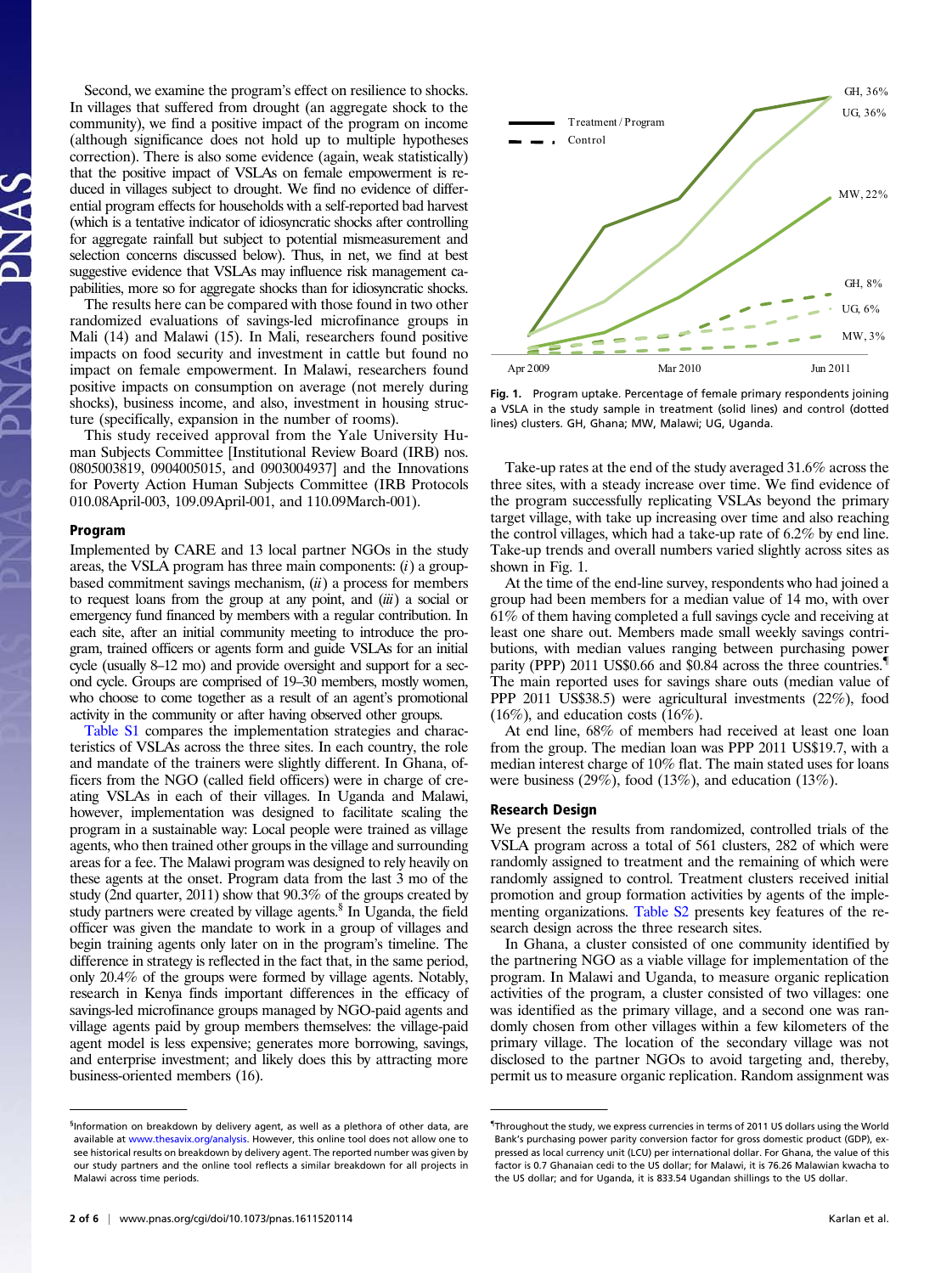Second, we examine the program's effect on resilience to shocks. In villages that suffered from drought (an aggregate shock to the community), we find a positive impact of the program on income (although significance does not hold up to multiple hypotheses correction). There is also some evidence (again, weak statistically) that the positive impact of VSLAs on female empowerment is reduced in villages subject to drought. We find no evidence of differential program effects for households with a self-reported bad harvest (which is a tentative indicator of idiosyncratic shocks after controlling for aggregate rainfall but subject to potential mismeasurement and selection concerns discussed below). Thus, in net, we find at best suggestive evidence that VSLAs may influence risk management capabilities, more so for aggregate shocks than for idiosyncratic shocks.

The results here can be compared with those found in two other randomized evaluations of savings-led microfinance groups in Mali (14) and Malawi (15). In Mali, researchers found positive impacts on food security and investment in cattle but found no impact on female empowerment. In Malawi, researchers found positive impacts on consumption on average (not merely during shocks), business income, and also, investment in housing structure (specifically, expansion in the number of rooms).

This study received approval from the Yale University Human Subjects Committee [Institutional Review Board (IRB) nos. 0805003819, 0904005015, and 0903004937] and the Innovations for Poverty Action Human Subjects Committee (IRB Protocols 010.08April-003, 109.09April-001, and 110.09March-001).

## Program

Implemented by CARE and 13 local partner NGOs in the study areas, the VSLA program has three main components: (*i*) a group-based commitment savings mechanism, (*ii*) a process for members to request loans from the group at any point, and (*iii*) a social or emergency fund financed by members with a regular contribution. In each site, after an initial community meeting to introduce the program, trained officers or agents form and guide VSLAs for an initial cycle (usually 8–12 mo) and provide oversight and support for a second cycle. Groups are comprised of 19–30 members, mostly women, who choose to come together as a result of an agent's promotional activity in the community or after having observed other groups.

Table S1 compares the implementation strategies and characteristics of VSLAs across the three sites. In each country, the role and mandate of the trainers were slightly different. In Ghana, officers from the NGO (called field officers) were in charge of creating VSLAs in each of their villages. In Uganda and Malawi, however, implementation was designed to facilitate scaling the program in a sustainable way: Local people were trained as village agents, who then trained other groups in the village and surrounding areas for a fee. The Malawi program was designed to rely heavily on these agents at the onset. Program data from the last 3 mo of the study (2nd quarter, 2011) show that 90.3% of the groups created by study partners were created by village agents.[§] In Uganda, the field officer was given the mandate to work in a group of villages and begin training agents only later on in the program's timeline. The difference in strategy is reflected in the fact that, in the same period, only 20.4% of the groups were formed by village agents. Notably, research in Kenya finds important differences in the efficacy of savings-led microfinance groups managed by NGO-paid agents and village agents paid by group members themselves: the village-paid agent model is less expensive; generates more borrowing, savings, and enterprise investment; and likely does this by attracting more business-oriented members (16).

[§]Information on breakdown by delivery agent, as well as a plethora of other data, are available at www.thesavix.org/analysis. However, this online tool does not allow one to see historical results on breakdown by delivery agent. The reported number was given by our study partners and the online tool reflects a similar breakdown for all projects in Malawi across time periods.

Fig. 1. Program uptake. Percentage of female primary respondents joining a VSLA in the study sample in treatment (solid lines) and control (dotted lines) clusters. GH, Ghana; MW, Malawi; UG, Uganda.

Take-up rates at the end of the study averaged 31.6% across the three sites, with a steady increase over time. We find evidence of the program successfully replicating VSLAs beyond the primary target village, with take up increasing over time and also reaching the control villages, which had a take-up rate of 6.2% by end line. Take-up trends and overall numbers varied slightly across sites as shown in Fig. 1.

At the time of the end-line survey, respondents who had joined a group had been members for a median value of 14 mo, with over 61% of them having completed a full savings cycle and receiving at least one share out. Members made small weekly savings contributions, with median values ranging between purchasing power parity (PPP) 2011 US$0.66 and $0.84 across the three countries.[¶] The main reported uses for savings share outs (median value of PPP 2011 US$38.5) were agricultural investments (22%), food (16%), and education costs (16%).

At end line, 68% of members had received at least one loan from the group. The median loan was PPP 2011 US$19.7, with a median interest charge of 10% flat. The main stated uses for loans were business (29%), food (13%), and education (13%).

## Research Design

We present the results from randomized, controlled trials of the VSLA program across a total of 561 clusters, 282 of which were randomly assigned to treatment and the remaining of which were randomly assigned to control. Treatment clusters received initial promotion and group formation activities by agents of the implementing organizations. Table S2 presents key features of the research design across the three research sites.

In Ghana, a cluster consisted of one community identified by the partnering NGO as a viable village for implementation of the program. In Malawi and Uganda, to measure organic replication activities of the program, a cluster consisted of two villages: one was identified as the primary village, and a second one was randomly chosen from other villages within a few kilometers of the primary village. The location of the secondary village was not disclosed to the partner NGOs to avoid targeting and, thereby, permit us to measure organic replication. Random assignment was

[¶]Throughout the study, we express currencies in terms of 2011 US dollars using the World Bank's purchasing power parity conversion factor for gross domestic product (GDP), expressed as local currency unit (LCU) per international dollar. For Ghana, the value of this factor is 0.7 Ghanaian cedi to the US dollar; for Malawi, it is 76.26 Malawian kwacha to the US dollar; and for Uganda, it is 833.54 Ugandan shillings to the US dollar.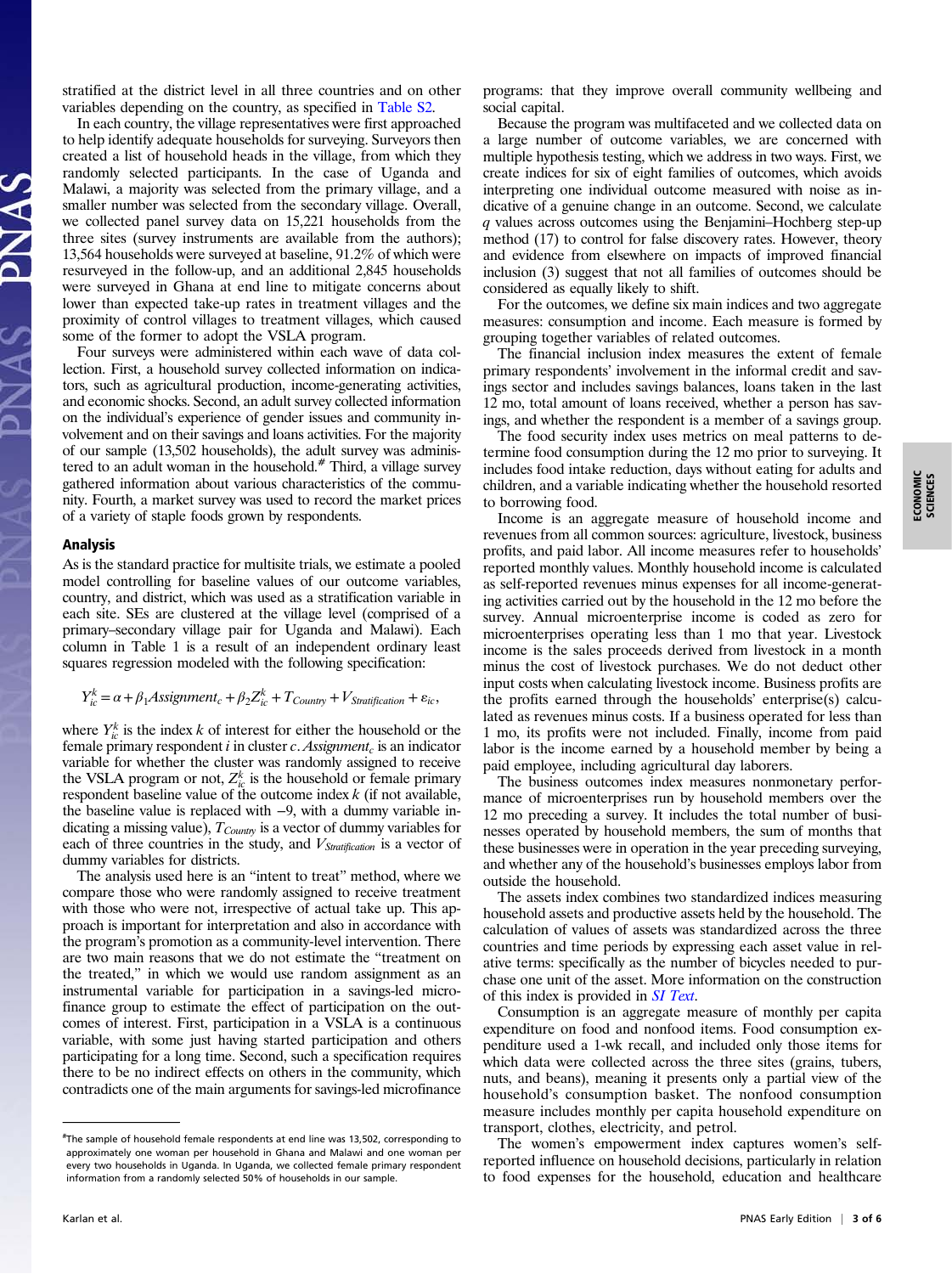stratified at the district level in all three countries and on other variables depending on the country, as specified in Table S2.

In each country, the village representatives were first approached to help identify adequate households for surveying. Surveyors then created a list of household heads in the village, from which they randomly selected participants. In the case of Uganda and Malawi, a majority was selected from the primary village, and a smaller number was selected from the secondary village. Overall, we collected panel survey data on 15,221 households from the three sites (survey instruments are available from the authors); 13,564 households were surveyed at baseline, 91.2% of which were resurveyed in the follow-up, and an additional 2,845 households were surveyed in Ghana at end line to mitigate concerns about lower than expected take-up rates in treatment villages and the proximity of control villages to treatment villages, which caused some of the former to adopt the VSLA program.

Four surveys were administered within each wave of data collection. First, a household survey collected information on indicators, such as agricultural production, income-generating activities, and economic shocks. Second, an adult survey collected information on the individual's experience of gender issues and community involvement and on their savings and loans activities. For the majority of our sample (13,502 households), the adult survey was administered to an adult woman in the household.[#] Third, a village survey gathered information about various characteristics of the community. Fourth, a market survey was used to record the market prices of a variety of staple foods grown by respondents.

## Analysis

As is the standard practice for multisite trials, we estimate a pooled model controlling for baseline values of our outcome variables, country, and district, which was used as a stratification variable in each site. SEs are clustered at the village level (comprised of a primary–secondary village pair for Uganda and Malawi). Each column in Table 1 is a result of an independent ordinary least squares regression modeled with the following specification:

$$Y_{ic}^{k} = \alpha + \beta_1 Assignment_c + \beta_2 Z_{ic}^{k} + T_{Country} + V_{Stratification} + \varepsilon_{ic},$$

where $Y_{ic}^{k}$ is the index $k$ of interest for either the household or the female primary respondent $i$ in cluster $c$. $Assignment_c$ is an indicator variable for whether the cluster was randomly assigned to receive the VSLA program or not, $Z_{ic}^{k}$ is the household or female primary respondent baseline value of the outcome index $k$ (if not available, the baseline value is replaced with −9, with a dummy variable indicating a missing value), $T_{Country}$ is a vector of dummy variables for each of three countries in the study, and $V_{Stratification}$ is a vector of dummy variables for districts.

The analysis used here is an "intent to treat" method, where we compare those who were randomly assigned to receive treatment with those who were not, irrespective of actual take up. This approach is important for interpretation and also in accordance with the program's promotion as a community-level intervention. There are two main reasons that we do not estimate the "treatment on the treated," in which we would use random assignment as an instrumental variable for participation in a savings-led microfinance group to estimate the effect of participation on the outcomes of interest. First, participation in a VSLA is a continuous variable, with some just having started participation and others participating for a long time. Second, such a specification requires there to be no indirect effects on others in the community, which contradicts one of the main arguments for savings-led microfinance programs: that they improve overall community wellbeing and social capital.

Because the program was multifaceted and we collected data on a large number of outcome variables, we are concerned with multiple hypothesis testing, which we address in two ways. First, we create indices for six of eight families of outcomes, which avoids interpreting one individual outcome measured with noise as indicative of a genuine change in an outcome. Second, we calculate $q$ values across outcomes using the Benjamini–Hochberg step-up method (17) to control for false discovery rates. However, theory and evidence from elsewhere on impacts of improved financial inclusion (3) suggest that not all families of outcomes should be considered as equally likely to shift.

For the outcomes, we define six main indices and two aggregate measures: consumption and income. Each measure is formed by grouping together variables of related outcomes.

The financial inclusion index measures the extent of female primary respondents' involvement in the informal credit and savings sector and includes savings balances, loans taken in the last 12 mo, total amount of loans received, whether a person has savings, and whether the respondent is a member of a savings group.

The food security index uses metrics on meal patterns to determine food consumption during the 12 mo prior to surveying. It includes food intake reduction, days without eating for adults and children, and a variable indicating whether the household resorted to borrowing food.

Income is an aggregate measure of household income and revenues from all common sources: agriculture, livestock, business profits, and paid labor. All income measures refer to households' reported monthly values. Monthly household income is calculated as self-reported revenues minus expenses for all income-generating activities carried out by the household in the 12 mo before the survey. Annual microenterprise income is coded as zero for microenterprises operating less than 1 mo that year. Livestock income is the sales proceeds derived from livestock in a month minus the cost of livestock purchases. We do not deduct other input costs when calculating livestock income. Business profits are the profits earned through the households' enterprise(s) calculated as revenues minus costs. If a business operated for less than 1 mo, its profits were not included. Finally, income from paid labor is the income earned by a household member by being a paid employee, including agricultural day laborers.

The business outcomes index measures nonmonetary performance of microenterprises run by household members over the 12 mo preceding a survey. It includes the total number of businesses operated by household members, the sum of months that these businesses were in operation in the year preceding surveying, and whether any of the household's businesses employs labor from outside the household.

The assets index combines two standardized indices measuring household assets and productive assets held by the household. The calculation of values of assets was standardized across the three countries and time periods by expressing each asset value in relative terms: specifically as the number of bicycles needed to purchase one unit of the asset. More information on the construction of this index is provided in *SI Text*.

Consumption is an aggregate measure of monthly per capita expenditure on food and nonfood items. Food consumption expenditure used a 1-wk recall, and included only those items for which data were collected across the three sites (grains, tubers, nuts, and beans), meaning it presents only a partial view of the household's consumption basket. The nonfood consumption measure includes monthly per capita household expenditure on transport, clothes, electricity, and petrol.

The women's empowerment index captures women's self-reported influence on household decisions, particularly in relation to food expenses for the household, education and healthcare

[#] The sample of household female respondents at end line was 13,502, corresponding to approximately one woman per household in Ghana and Malawi and one woman per every two households in Uganda. In Uganda, we collected female primary respondent information from a randomly selected 50% of households in our sample.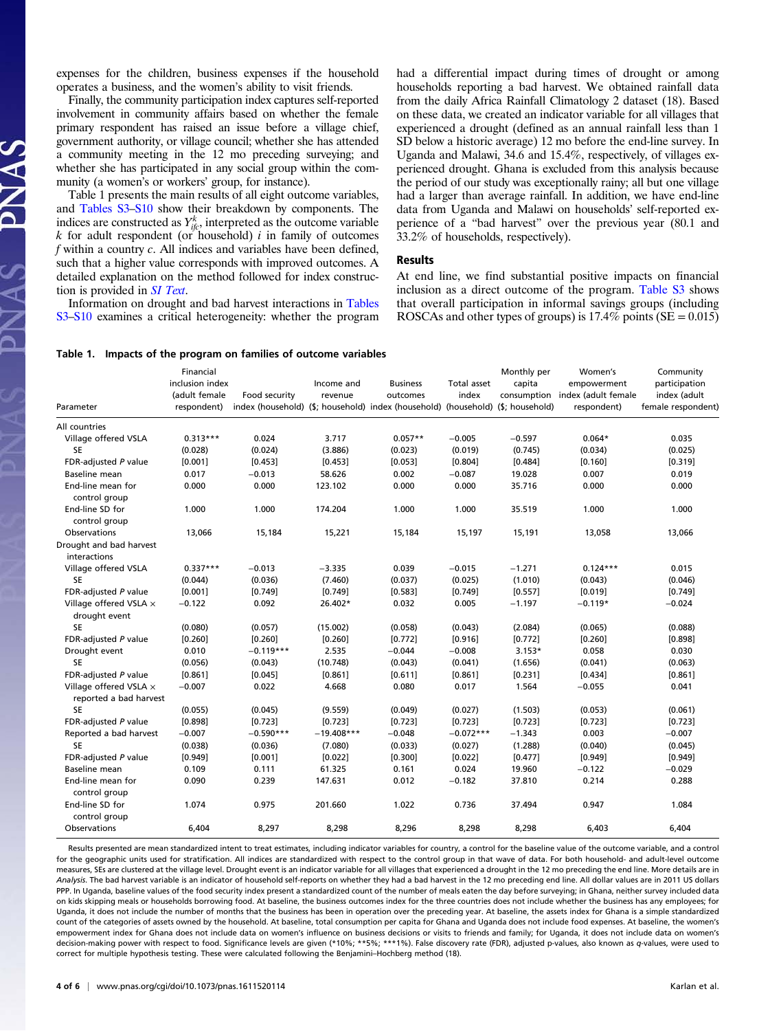expenses for the children, business expenses if the household operates a business, and the women's ability to visit friends.

Finally, the community participation index captures self-reported involvement in community affairs based on whether the female primary respondent has raised an issue before a village chief, government authority, or village council; whether she has attended a community meeting in the 12 mo preceding surveying; and whether she has participated in any social group within the community (a women's or workers' group, for instance).

Table 1 presents the main results of all eight outcome variables, and Tables S3–S10 show their breakdown by components. The indices are constructed as $Y^k_{ifc}$, interpreted as the outcome variable $k$ for adult respondent (or household) $i$ in family of outcomes $f$ within a country $c$. All indices and variables have been defined, such that a higher value corresponds with improved outcomes. A detailed explanation on the method followed for index construction is provided in *SI Text*.

Information on drought and bad harvest interactions in Tables S3–S10 examines a critical heterogeneity: whether the program had a differential impact during times of drought or among households reporting a bad harvest. We obtained rainfall data from the daily Africa Rainfall Climatology 2 dataset (18). Based on these data, we created an indicator variable for all villages that experienced a drought (defined as an annual rainfall less than 1 SD below a historic average) 12 mo before the end-line survey. In Uganda and Malawi, 34.6 and 15.4%, respectively, of villages experienced drought. Ghana is excluded from this analysis because the period of our study was exceptionally rainy; all but one village had a larger than average rainfall. In addition, we have end-line data from Uganda and Malawi on households' self-reported experience of a "bad harvest" over the previous year (80.1 and 33.2% of households, respectively).

## Results

At end line, we find substantial positive impacts on financial inclusion as a direct outcome of the program. Table S3 shows that overall participation in informal savings groups (including ROSCAs and other types of groups) is 17.4% points (SE = 0.015)

**Table 1. Impacts of the program on families of outcome variables**

| Parameter | Financial inclusion index (adult female respondent) | Food security index (household) | Income and revenue ($; household) | Business outcomes index (household) | Total asset index (household) | Monthly per capita consumption ($; household) | Women's empowerment index (adult female respondent) | Community participation index (adult female respondent) |
|---|---|---|---|---|---|---|---|---|
| All countries | | | | | | | | |
| Village offered VSLA | 0.313*** | 0.024 | 3.717 | 0.057** | −0.005 | −0.597 | 0.064* | 0.035 |
| SE | (0.028) | (0.024) | (3.886) | (0.023) | (0.019) | (0.745) | (0.034) | (0.025) |
| FDR-adjusted P value | [0.001] | [0.453] | [0.453] | [0.053] | [0.804] | [0.484] | [0.160] | [0.319] |
| Baseline mean | 0.017 | −0.013 | 58.626 | 0.002 | −0.087 | 19.028 | 0.007 | 0.019 |
| End-line mean for control group | 0.000 | 0.000 | 123.102 | 0.000 | 0.000 | 35.716 | 0.000 | 0.000 |
| End-line SD for control group | 1.000 | 1.000 | 174.204 | 1.000 | 1.000 | 35.519 | 1.000 | 1.000 |
| Observations | 13,066 | 15,184 | 15,221 | 15,184 | 15,197 | 15,191 | 13,058 | 13,066 |
| Drought and bad harvest interactions | | | | | | | | |
| Village offered VSLA | 0.337*** | −0.013 | −3.335 | 0.039 | −0.015 | −1.271 | 0.124*** | 0.015 |
| SE | (0.044) | (0.036) | (7.460) | (0.037) | (0.025) | (1.010) | (0.043) | (0.046) |
| FDR-adjusted P value | [0.001] | [0.749] | [0.749] | [0.583] | [0.749] | [0.557] | [0.019] | [0.749] |
| Village offered VSLA × drought event | −0.122 | 0.092 | 26.402* | 0.032 | 0.005 | −1.197 | −0.119* | −0.024 |
| SE | (0.080) | (0.057) | (15.002) | (0.058) | (0.043) | (2.084) | (0.065) | (0.088) |
| FDR-adjusted P value | [0.260] | [0.260] | [0.260] | [0.772] | [0.916] | [0.772] | [0.260] | [0.898] |
| Drought event | 0.010 | −0.119*** | 2.535 | −0.044 | −0.008 | 3.153* | 0.058 | 0.030 |
| SE | (0.056) | (0.043) | (10.748) | (0.043) | (0.041) | (1.656) | (0.041) | (0.063) |
| FDR-adjusted P value | [0.861] | [0.045] | [0.861] | [0.611] | [0.861] | [0.231] | [0.434] | [0.861] |
| Village offered VSLA × reported a bad harvest | −0.007 | 0.022 | 4.668 | 0.080 | 0.017 | 1.564 | −0.055 | 0.041 |
| SE | (0.055) | (0.045) | (9.559) | (0.049) | (0.027) | (1.503) | (0.053) | (0.061) |
| FDR-adjusted P value | [0.898] | [0.723] | [0.723] | [0.723] | [0.723] | [0.723] | [0.723] | [0.723] |
| Reported a bad harvest | −0.007 | −0.590*** | −19.408*** | −0.048 | −0.072*** | −1.343 | 0.003 | −0.007 |
| SE | (0.038) | (0.036) | (7.080) | (0.033) | (0.027) | (1.288) | (0.040) | (0.045) |
| FDR-adjusted P value | [0.949] | [0.001] | [0.022] | [0.300] | [0.022] | [0.477] | [0.949] | [0.949] |
| Baseline mean | 0.109 | 0.111 | 61.325 | 0.161 | 0.024 | 19.960 | −0.122 | −0.029 |
| End-line mean for control group | 0.090 | 0.239 | 147.631 | 0.012 | −0.182 | 37.810 | 0.214 | 0.288 |
| End-line SD for control group | 1.074 | 0.975 | 201.660 | 1.022 | 0.736 | 37.494 | 0.947 | 1.084 |
| Observations | 6,404 | 8,297 | 8,298 | 8,296 | 8,298 | 8,298 | 6,403 | 6,404 |

Results presented are mean standardized intent to treat estimates, including indicator variables for country, a control for the baseline value of the outcome variable, and a control for the geographic units used for stratification. All indices are standardized with respect to the control group in that wave of data. For both household- and adult-level outcome measures, SEs are clustered at the village level. Drought event is an indicator variable for all villages that experienced a drought in the 12 mo preceding the end line. More details are in *Analysis*. The bad harvest variable is an indicator of household self-reports on whether they had a bad harvest in the 12 mo preceding end line. All dollar values are in 2011 US dollars PPP. In Uganda, baseline values of the food security index present a standardized count of the number of meals eaten the day before surveying; in Ghana, neither survey included data on kids skipping meals or households borrowing food. At baseline, the business outcomes index for the three countries does not include whether the business has any employees; for Uganda, it does not include the number of months that the business has been in operation over the preceding year. At baseline, the assets index for Ghana is a simple standardized count of the categories of assets owned by the household. At baseline, total consumption per capita for Ghana and Uganda does not include food expenses. At baseline, the women's empowerment index for Ghana does not include data on women's influence on business decisions or visits to friends and family; for Uganda, it does not include data on women's decision-making power with respect to food. Significance levels are given (*10%; **5%; ***1%). False discovery rate (FDR), adjusted p-values, also known as q-values, were used to correct for multiple hypothesis testing. These were calculated following the Benjamini–Hochberg method (18).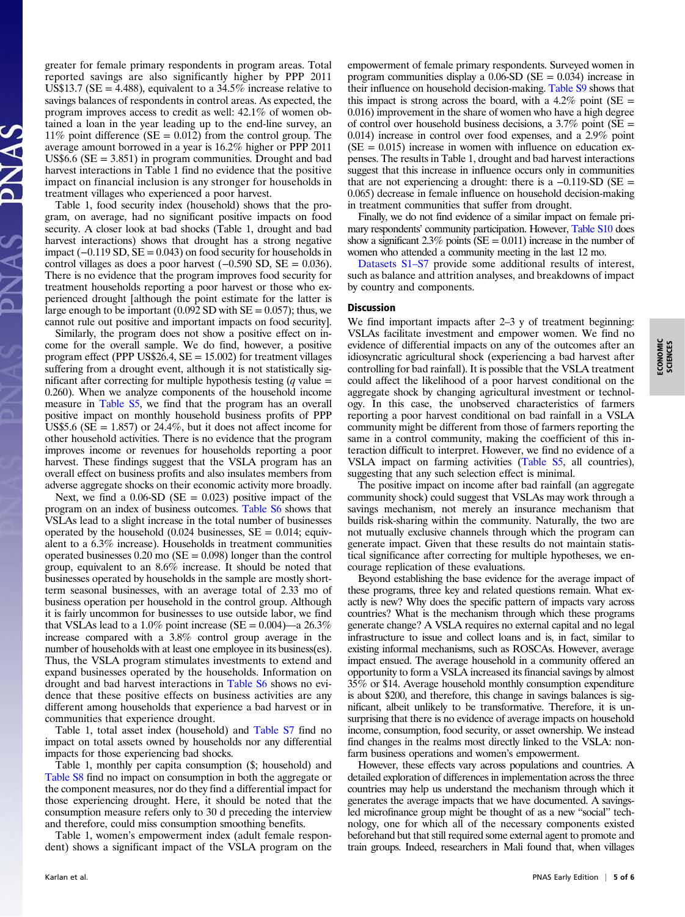greater for female primary respondents in program areas. Total reported savings are also significantly higher by PPP 2011 US$13.7 (SE = 4.488), equivalent to a 34.5% increase relative to savings balances of respondents in control areas. As expected, the program improves access to credit as well: 42.1% of women obtained a loan in the year leading up to the end-line survey, an 11% point difference (SE = 0.012) from the control group. The average amount borrowed in a year is 16.2% higher or PPP 2011 US$6.6 (SE = 3.851) in program communities. Drought and bad harvest interactions in Table 1 find no evidence that the positive impact on financial inclusion is any stronger for households in treatment villages who experienced a poor harvest.

Table 1, food security index (household) shows that the program, on average, had no significant positive impacts on food security. A closer look at bad shocks (Table 1, drought and bad harvest interactions) shows that drought has a strong negative impact (−0.119 SD, SE = 0.043) on food security for households in control villages as does a poor harvest (−0.590 SD, SE = 0.036). There is no evidence that the program improves food security for treatment households reporting a poor harvest or those who experienced drought [although the point estimate for the latter is large enough to be important (0.092 SD with SE = 0.057); thus, we cannot rule out positive and important impacts on food security].

Similarly, the program does not show a positive effect on income for the overall sample. We do find, however, a positive program effect (PPP US$26.4, SE = 15.002) for treatment villages suffering from a drought event, although it is not statistically significant after correcting for multiple hypothesis testing ($q$ value = 0.260). When we analyze components of the household income measure in Table S5, we find that the program has an overall positive impact on monthly household business profits of PPP US$5.6 (SE = 1.857) or 24.4%, but it does not affect income for other household activities. There is no evidence that the program improves income or revenues for households reporting a poor harvest. These findings suggest that the VSLA program has an overall effect on business profits and also insulates members from adverse aggregate shocks on their economic activity more broadly.

Next, we find a 0.06-SD (SE = 0.023) positive impact of the program on an index of business outcomes. Table S6 shows that VSLAs lead to a slight increase in the total number of businesses operated by the household (0.024 businesses, SE = 0.014; equivalent to a 6.3% increase). Households in treatment communities operated businesses 0.20 mo (SE = 0.098) longer than the control group, equivalent to an 8.6% increase. It should be noted that businesses operated by households in the sample are mostly short-term seasonal businesses, with an average total of 2.33 mo of business operation per household in the control group. Although it is fairly uncommon for businesses to use outside labor, we find that VSLAs lead to a 1.0% point increase (SE = 0.004)—a 26.3% increase compared with a 3.8% control group average in the number of households with at least one employee in its business(es). Thus, the VSLA program stimulates investments to extend and expand businesses operated by the households. Information on drought and bad harvest interactions in Table S6 shows no evidence that these positive effects on business activities are any different among households that experience a bad harvest or in communities that experience drought.

Table 1, total asset index (household) and Table S7 find no impact on total assets owned by households nor any differential impacts for those experiencing bad shocks.

Table 1, monthly per capita consumption ($; household) and Table S8 find no impact on consumption in both the aggregate or the component measures, nor do they find a differential impact for those experiencing drought. Here, it should be noted that the consumption measure refers only to 30 d preceding the interview and therefore, could miss consumption smoothing benefits.

Table 1, women's empowerment index (adult female respondent) shows a significant impact of the VSLA program on the empowerment of female primary respondents. Surveyed women in program communities display a 0.06-SD (SE = 0.034) increase in their influence on household decision-making. Table S9 shows that this impact is strong across the board, with a 4.2% point (SE = 0.016) improvement in the share of women who have a high degree of control over household business decisions, a 3.7% point (SE = 0.014) increase in control over food expenses, and a 2.9% point (SE = 0.015) increase in women with influence on education expenses. The results in Table 1, drought and bad harvest interactions suggest that this increase in influence occurs only in communities that are not experiencing a drought: there is a −0.119-SD (SE = 0.065) decrease in female influence on household decision-making in treatment communities that suffer from drought.

Finally, we do not find evidence of a similar impact on female primary respondents' community participation. However, Table S10 does show a significant 2.3% points (SE = 0.011) increase in the number of women who attended a community meeting in the last 12 mo.

Datasets S1–S7 provide some additional results of interest, such as balance and attrition analyses, and breakdowns of impact by country and components.

## Discussion

We find important impacts after 2–3 y of treatment beginning: VSLAs facilitate investment and empower women. We find no evidence of differential impacts on any of the outcomes after an idiosyncratic agricultural shock (experiencing a bad harvest after controlling for bad rainfall). It is possible that the VSLA treatment could affect the likelihood of a poor harvest conditional on the aggregate shock by changing agricultural investment or technology. In this case, the unobserved characteristics of farmers reporting a poor harvest conditional on bad rainfall in a VSLA community might be different from those of farmers reporting the same in a control community, making the coefficient of this interaction difficult to interpret. However, we find no evidence of a VSLA impact on farming activities (Table S5, all countries), suggesting that any such selection effect is minimal.

The positive impact on income after bad rainfall (an aggregate community shock) could suggest that VSLAs may work through a savings mechanism, not merely an insurance mechanism that builds risk-sharing within the community. Naturally, the two are not mutually exclusive channels through which the program can generate impact. Given that these results do not maintain statistical significance after correcting for multiple hypotheses, we encourage replication of these evaluations.

Beyond establishing the base evidence for the average impact of these programs, three key and related questions remain. What exactly is new? Why does the specific pattern of impacts vary across countries? What is the mechanism through which these programs generate change? A VSLA requires no external capital and no legal infrastructure to issue and collect loans and is, in fact, similar to existing informal mechanisms, such as ROSCAs. However, average impact ensued. The average household in a community offered an opportunity to form a VSLA increased its financial savings by almost 35% or $14. Average household monthly consumption expenditure is about $200, and therefore, this change in savings balances is significant, albeit unlikely to be transformative. Therefore, it is unsurprising that there is no evidence of average impacts on household income, consumption, food security, or asset ownership. We instead find changes in the realms most directly linked to the VSLA: nonfarm business operations and women's empowerment.

However, these effects vary across populations and countries. A detailed exploration of differences in implementation across the three countries may help us understand the mechanism through which it generates the average impacts that we have documented. A savings-led microfinance group might be thought of as a new "social" technology, one for which all of the necessary components existed beforehand but that still required some external agent to promote and train groups. Indeed, researchers in Mali found that, when villages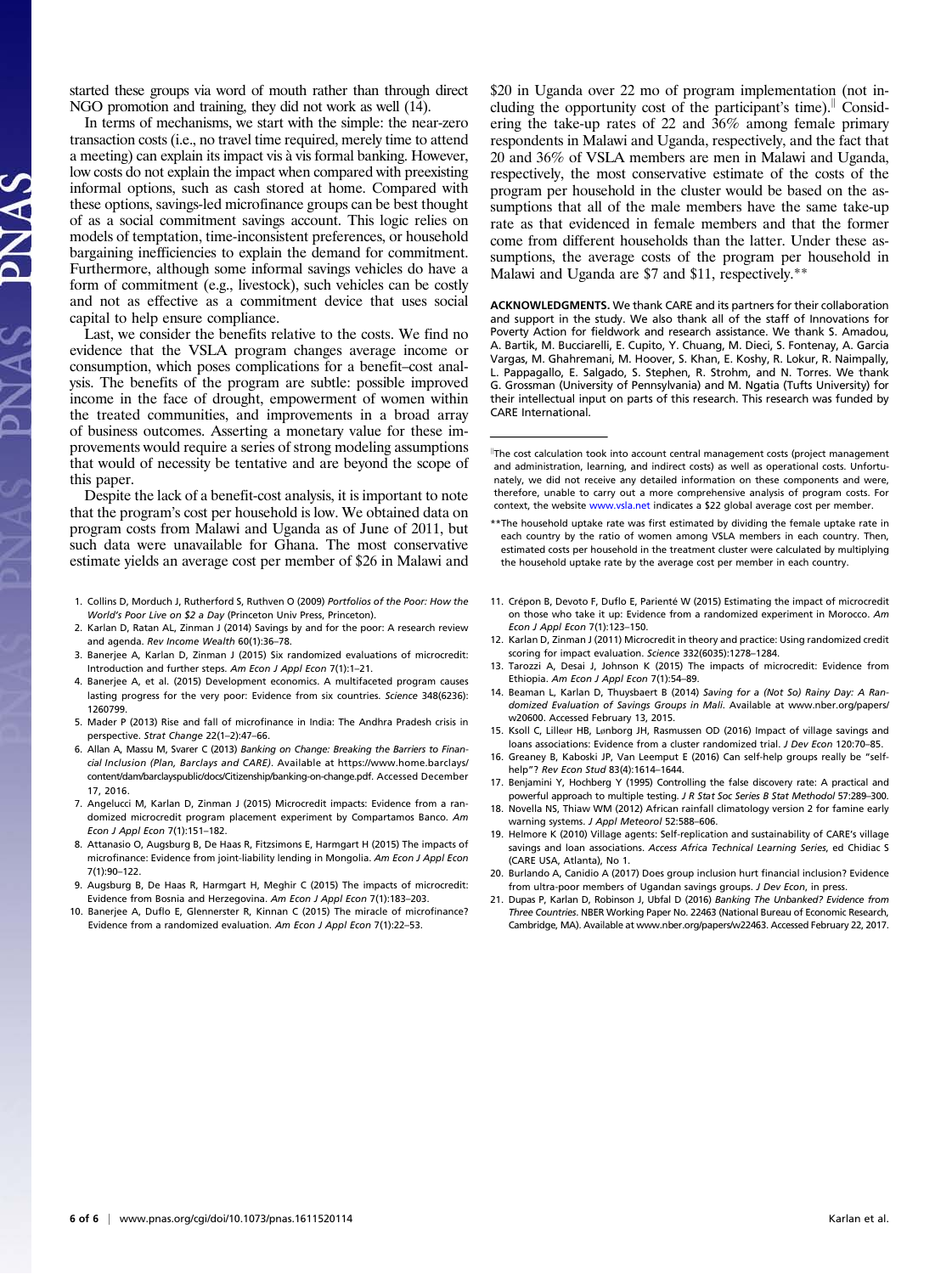started these groups via word of mouth rather than through direct NGO promotion and training, they did not work as well (14).

In terms of mechanisms, we start with the simple: the near-zero transaction costs (i.e., no travel time required, merely time to attend a meeting) can explain its impact vis à vis formal banking. However, low costs do not explain the impact when compared with preexisting informal options, such as cash stored at home. Compared with these options, savings-led microfinance groups can be best thought of as a social commitment savings account. This logic relies on models of temptation, time-inconsistent preferences, or household bargaining inefficiencies to explain the demand for commitment. Furthermore, although some informal savings vehicles do have a form of commitment (e.g., livestock), such vehicles can be costly and not as effective as a commitment device that uses social capital to help ensure compliance.

Last, we consider the benefits relative to the costs. We find no evidence that the VSLA program changes average income or consumption, which poses complications for a benefit–cost analysis. The benefits of the program are subtle: possible improved income in the face of drought, empowerment of women within the treated communities, and improvements in a broad array of business outcomes. Asserting a monetary value for these improvements would require a series of strong modeling assumptions that would of necessity be tentative and are beyond the scope of this paper.

Despite the lack of a benefit-cost analysis, it is important to note that the program's cost per household is low. We obtained data on program costs from Malawi and Uganda as of June of 2011, but such data were unavailable for Ghana. The most conservative estimate yields an average cost per member of \$26 in Malawi and \$20 in Uganda over 22 mo of program implementation (not including the opportunity cost of the participant's time).[‖] Considering the take-up rates of 22 and 36% among female primary respondents in Malawi and Uganda, respectively, and the fact that 20 and 36% of VSLA members are men in Malawi and Uganda, respectively, the most conservative estimate of the costs of the program per household in the cluster would be based on the assumptions that all of the male members have the same take-up rate as that evidenced in female members and that the former come from different households than the latter. Under these assumptions, the average costs of the program per household in Malawi and Uganda are \$7 and \$11, respectively.[**]

**ACKNOWLEDGMENTS.** We thank CARE and its partners for their collaboration and support in the study. We also thank all of the staff of Innovations for Poverty Action for fieldwork and research assistance. We thank S. Amadou, A. Bartik, M. Bucciarelli, E. Cupito, Y. Chuang, M. Dieci, S. Fontenay, A. Garcia Vargas, M. Ghahremani, M. Hoover, S. Khan, E. Koshy, R. Lokur, R. Naimpally, L. Pappagallo, E. Salgado, S. Stephen, R. Strohm, and N. Torres. We thank G. Grossman (University of Pennsylvania) and M. Ngatia (Tufts University) for their intellectual input on parts of this research. This research was funded by CARE International.

[‖] The cost calculation took into account central management costs (project management and administration, learning, and indirect costs) as well as operational costs. Unfortunately, we did not receive any detailed information on these components and were, therefore, unable to carry out a more comprehensive analysis of program costs. For context, the website www.vsla.net indicates a \$22 global average cost per member.

[**] The household uptake rate was first estimated by dividing the female uptake rate in each country by the ratio of women among VSLA members in each country. Then, estimated costs per household in the treatment cluster were calculated by multiplying the household uptake rate by the average cost per member in each country.

1. Collins D, Morduch J, Rutherford S, Ruthven O (2009) *Portfolios of the Poor: How the World's Poor Live on \$2 a Day* (Princeton Univ Press, Princeton).
2. Karlan D, Ratan AL, Zinman J (2014) Savings by and for the poor: A research review and agenda. *Rev Income Wealth* 60(1):36–78.
3. Banerjee A, Karlan D, Zinman J (2015) Six randomized evaluations of microcredit: Introduction and further steps. *Am Econ J Appl Econ* 7(1):1–21.
4. Banerjee A, et al. (2015) Development economics. A multifaceted program causes lasting progress for the very poor: Evidence from six countries. *Science* 348(6236): 1260799.
5. Mader P (2013) Rise and fall of microfinance in India: The Andhra Pradesh crisis in perspective. *Strat Change* 22(1–2):47–66.
6. Allan A, Massu M, Svarer C (2013) *Banking on Change: Breaking the Barriers to Financial Inclusion (Plan, Barclays and CARE)*. Available at https://www.home.barclays/content/dam/barclayspublic/docs/Citizenship/banking-on-change.pdf. Accessed December 17, 2016.
7. Angelucci M, Karlan D, Zinman J (2015) Microcredit impacts: Evidence from a randomized microcredit program placement experiment by Compartamos Banco. *Am Econ J Appl Econ* 7(1):151–182.
8. Attanasio O, Augsburg B, De Haas R, Fitzsimons E, Harmgart H (2015) The impacts of microfinance: Evidence from joint-liability lending in Mongolia. *Am Econ J Appl Econ* 7(1):90–122.
9. Augsburg B, De Haas R, Harmgart H, Meghir C (2015) The impacts of microcredit: Evidence from Bosnia and Herzegovina. *Am Econ J Appl Econ* 7(1):183–203.
10. Banerjee A, Duflo E, Glennerster R, Kinnan C (2015) The miracle of microfinance? Evidence from a randomized evaluation. *Am Econ J Appl Econ* 7(1):22–53.
11. Crépon B, Devoto F, Duflo E, Parienté W (2015) Estimating the impact of microcredit on those who take it up: Evidence from a randomized experiment in Morocco. *Am Econ J Appl Econ* 7(1):123–150.
12. Karlan D, Zinman J (2011) Microcredit in theory and practice: Using randomized credit scoring for impact evaluation. *Science* 332(6035):1278–1284.
13. Tarozzi A, Desai J, Johnson K (2015) The impacts of microcredit: Evidence from Ethiopia. *Am Econ J Appl Econ* 7(1):54–89.
14. Beaman L, Karlan D, Thuysbaert B (2014) *Saving for a (Not So) Rainy Day: A Randomized Evaluation of Savings Groups in Mali*. Available at www.nber.org/papers/w20600. Accessed February 13, 2015.
15. Ksoll C, Lilleør HB, Lønborg JH, Rasmussen OD (2016) Impact of village savings and loans associations: Evidence from a cluster randomized trial. *J Dev Econ* 120:70–85.
16. Greaney B, Kaboski JP, Van Leemput E (2016) Can self-help groups really be "self-help"? *Rev Econ Stud* 83(4):1614–1644.
17. Benjamini Y, Hochberg Y (1995) Controlling the false discovery rate: A practical and powerful approach to multiple testing. *J R Stat Soc Series B Stat Methodol* 57:289–300.
18. Novella NS, Thiaw WM (2012) African rainfall climatology version 2 for famine early warning systems. *J Appl Meteorol* 52:588–606.
19. Helmore K (2010) Village agents: Self-replication and sustainability of CARE's village savings and loan associations. *Access Africa Technical Learning Series*, ed Chidiac S (CARE USA, Atlanta), No 1.
20. Burlando A, Canidio A (2017) Does group inclusion hurt financial inclusion? Evidence from ultra-poor members of Ugandan savings groups. *J Dev Econ*, in press.
21. Dupas P, Karlan D, Robinson J, Ubfal D (2016) *Banking The Unbanked? Evidence from Three Countries*. NBER Working Paper No. 22463 (National Bureau of Economic Research, Cambridge, MA). Available at www.nber.org/papers/w22463. Accessed February 22, 2017.